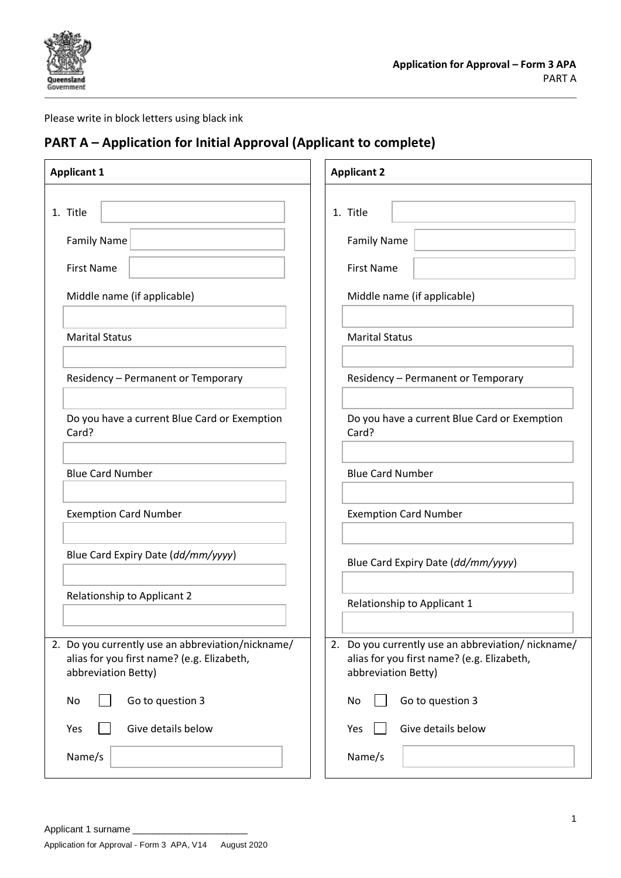**Application for Approval – Form 3 APA**
PART A

Please write in block letters using black ink

## PART A – Application for Initial Approval (Applicant to complete)

**Applicant 1**

1. Title

   Family Name

   First Name

   Middle name (if applicable)

   Marital Status

   Residency – Permanent or Temporary

   Do you have a current Blue Card or Exemption Card?

   Blue Card Number

   Exemption Card Number

   Blue Card Expiry Date (*dd/mm/yyyy*)

   Relationship to Applicant 2

2. Do you currently use an abbreviation/nickname/ alias for you first name? (e.g. Elizabeth, abbreviation Betty)

   No ☐ Go to question 3

   Yes ☐ Give details below

   Name/s

**Applicant 2**

1. Title

   Family Name

   First Name

   Middle name (if applicable)

   Marital Status

   Residency – Permanent or Temporary

   Do you have a current Blue Card or Exemption Card?

   Blue Card Number

   Exemption Card Number

   Blue Card Expiry Date (*dd/mm/yyyy*)

   Relationship to Applicant 1

2. Do you currently use an abbreviation/ nickname/ alias for you first name? (e.g. Elizabeth, abbreviation Betty)

   No ☐ Go to question 3

   Yes ☐ Give details below

   Name/s

Applicant 1 surname ______________________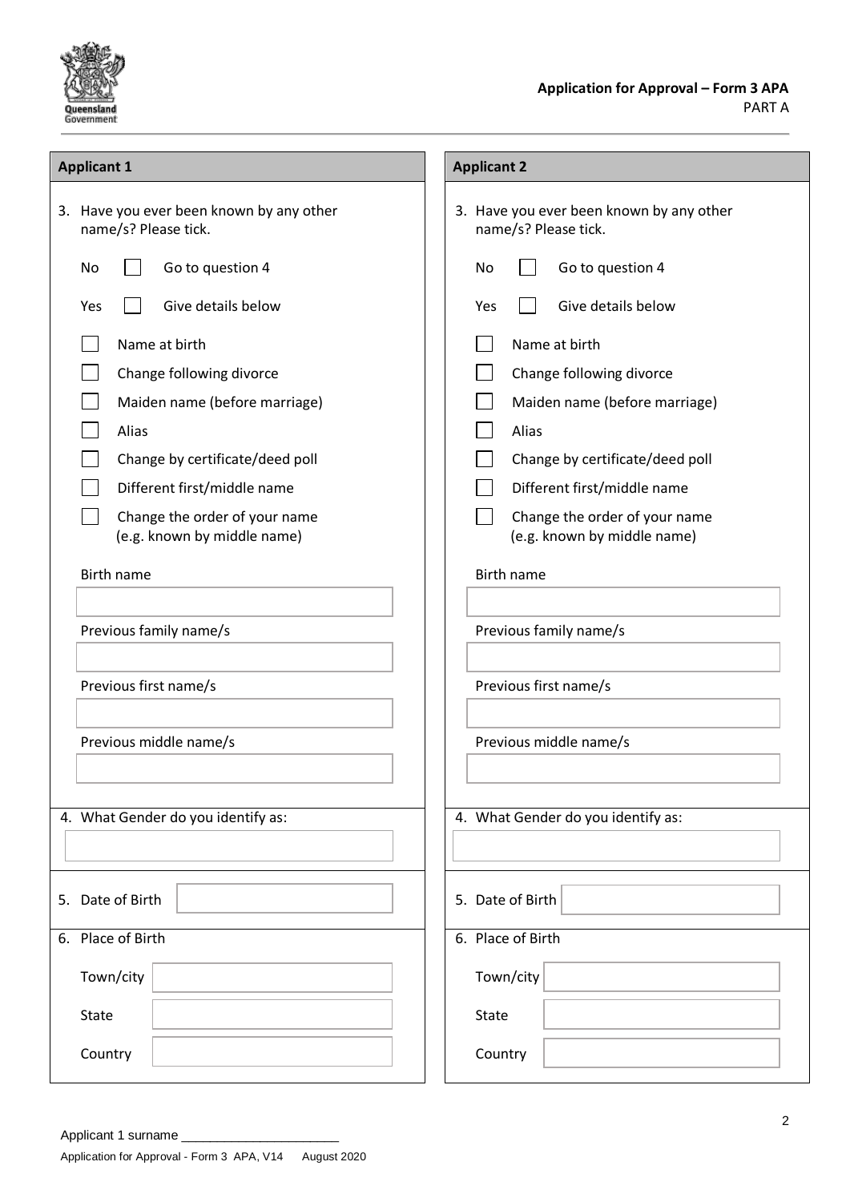**Application for Approval – Form 3 APA**
PART A

## Applicant 1

3. Have you ever been known by any other name/s? Please tick.

No ☐ Go to question 4

Yes ☐ Give details below

☐ Name at birth
☐ Change following divorce
☐ Maiden name (before marriage)
☐ Alias
☐ Change by certificate/deed poll
☐ Different first/middle name
☐ Change the order of your name (e.g. known by middle name)

Birth name

Previous family name/s

Previous first name/s

Previous middle name/s

4. What Gender do you identify as:

5. Date of Birth

6. Place of Birth

Town/city

State

Country

## Applicant 2

3. Have you ever been known by any other name/s? Please tick.

No ☐ Go to question 4

Yes ☐ Give details below

☐ Name at birth
☐ Change following divorce
☐ Maiden name (before marriage)
☐ Alias
☐ Change by certificate/deed poll
☐ Different first/middle name
☐ Change the order of your name (e.g. known by middle name)

Birth name

Previous family name/s

Previous first name/s

Previous middle name/s

4. What Gender do you identify as:

5. Date of Birth

6. Place of Birth

Town/city

State

Country

Applicant 1 surname ____________________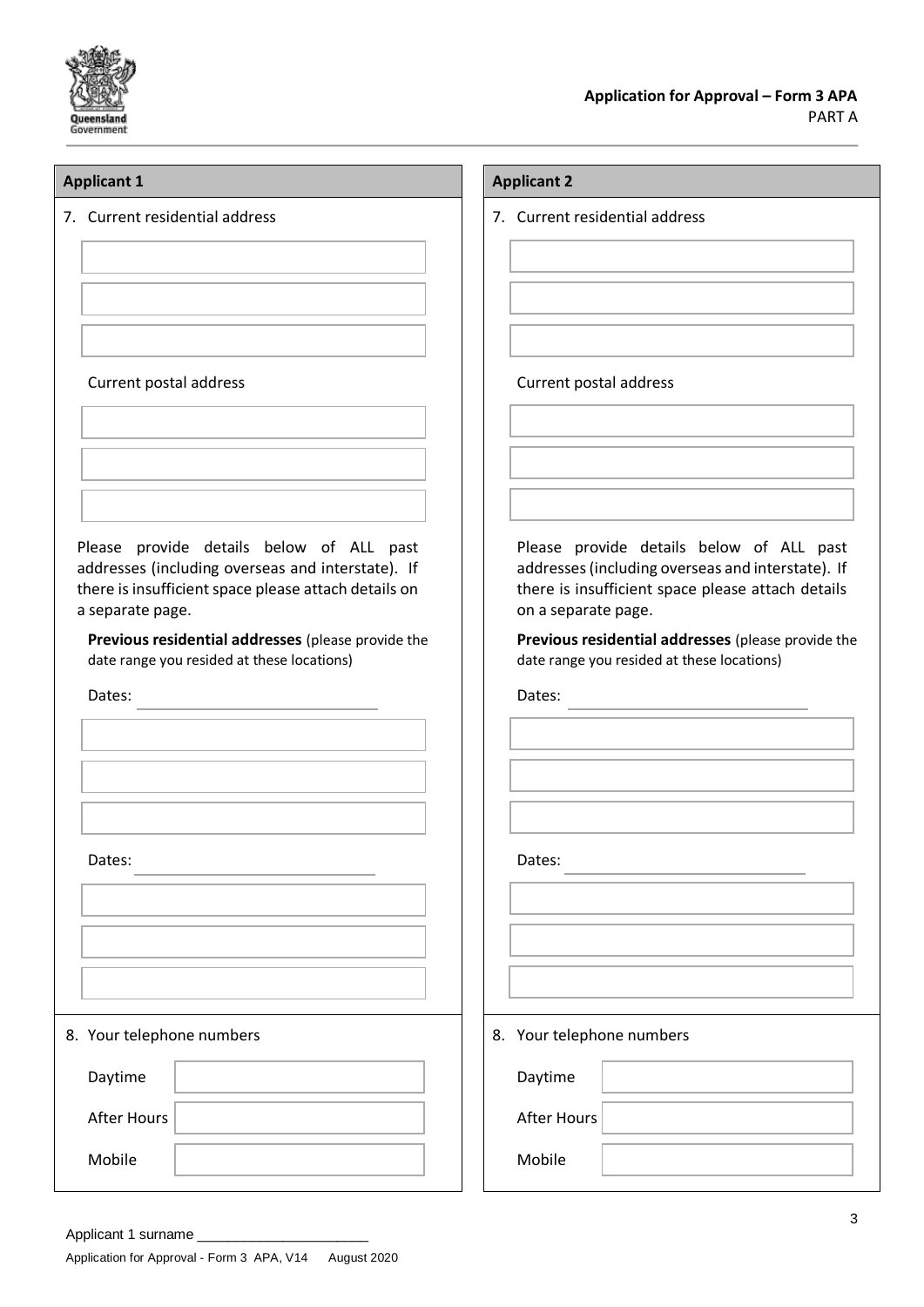## Applicant 1

7. Current residential address

Current postal address

Please provide details below of ALL past addresses (including overseas and interstate). If there is insufficient space please attach details on a separate page.

**Previous residential addresses** (please provide the date range you resided at these locations)

Dates: \_\_\_\_\_\_\_\_\_\_\_\_\_\_\_\_\_\_\_\_\_\_\_\_

Dates: \_\_\_\_\_\_\_\_\_\_\_\_\_\_\_\_\_\_\_\_\_\_\_\_

8. Your telephone numbers

| | |
|---|---|
| Daytime | |
| After Hours | |
| Mobile | |

## Applicant 2

7. Current residential address

Current postal address

Please provide details below of ALL past addresses (including overseas and interstate). If there is insufficient space please attach details on a separate page.

**Previous residential addresses** (please provide the date range you resided at these locations)

Dates: \_\_\_\_\_\_\_\_\_\_\_\_\_\_\_\_\_\_\_\_\_\_\_\_

Dates: \_\_\_\_\_\_\_\_\_\_\_\_\_\_\_\_\_\_\_\_\_\_\_\_

8. Your telephone numbers

| | |
|---|---|
| Daytime | |
| After Hours | |
| Mobile | |

Applicant 1 surname \_\_\_\_\_\_\_\_\_\_\_\_\_\_\_\_\_\_\_\_\_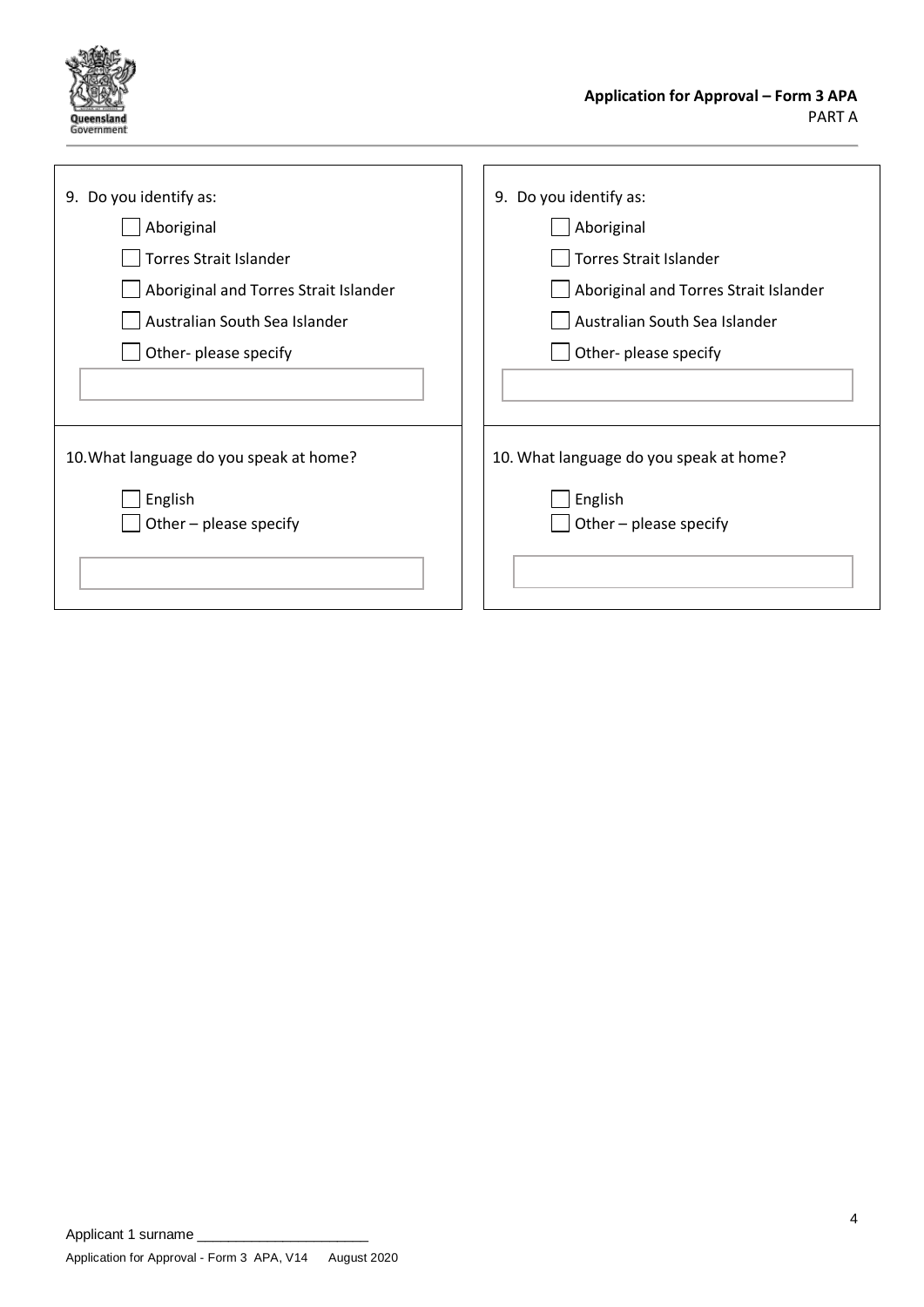9. Do you identify as:

- ☐ Aboriginal
- ☐ Torres Strait Islander
- ☐ Aboriginal and Torres Strait Islander
- ☐ Australian South Sea Islander
- ☐ Other- please specify

10. What language do you speak at home?

- ☐ English
- ☐ Other – please specify

9. Do you identify as:

- ☐ Aboriginal
- ☐ Torres Strait Islander
- ☐ Aboriginal and Torres Strait Islander
- ☐ Australian South Sea Islander
- ☐ Other- please specify

10. What language do you speak at home?

- ☐ English
- ☐ Other – please specify

Applicant 1 surname ____________________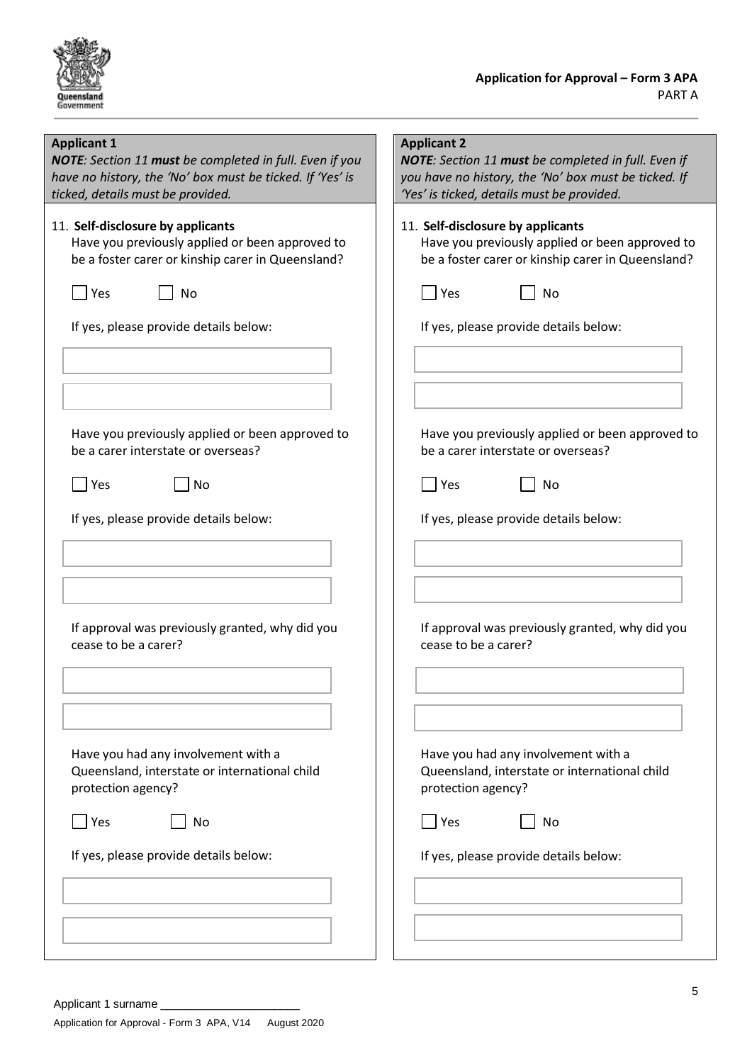**Application for Approval – Form 3 APA**
PART A

## Applicant 1

***NOTE****: Section 11* ***must*** *be completed in full. Even if you have no history, the 'No' box must be ticked. If 'Yes' is ticked, details must be provided.*

11. **Self-disclosure by applicants**

Have you previously applied or been approved to be a foster carer or kinship carer in Queensland?

☐ Yes ☐ No

If yes, please provide details below:

______________________________

______________________________

Have you previously applied or been approved to be a carer interstate or overseas?

☐ Yes ☐ No

If yes, please provide details below:

______________________________

______________________________

If approval was previously granted, why did you cease to be a carer?

______________________________

______________________________

Have you had any involvement with a Queensland, interstate or international child protection agency?

☐ Yes ☐ No

If yes, please provide details below:

______________________________

______________________________

## Applicant 2

***NOTE****: Section 11* ***must*** *be completed in full. Even if you have no history, the 'No' box must be ticked. If 'Yes' is ticked, details must be provided.*

11. **Self-disclosure by applicants**

Have you previously applied or been approved to be a foster carer or kinship carer in Queensland?

☐ Yes ☐ No

If yes, please provide details below:

______________________________

______________________________

Have you previously applied or been approved to be a carer interstate or overseas?

☐ Yes ☐ No

If yes, please provide details below:

______________________________

______________________________

If approval was previously granted, why did you cease to be a carer?

______________________________

______________________________

Have you had any involvement with a Queensland, interstate or international child protection agency?

☐ Yes ☐ No

If yes, please provide details below:

______________________________

______________________________

Applicant 1 surname ____________________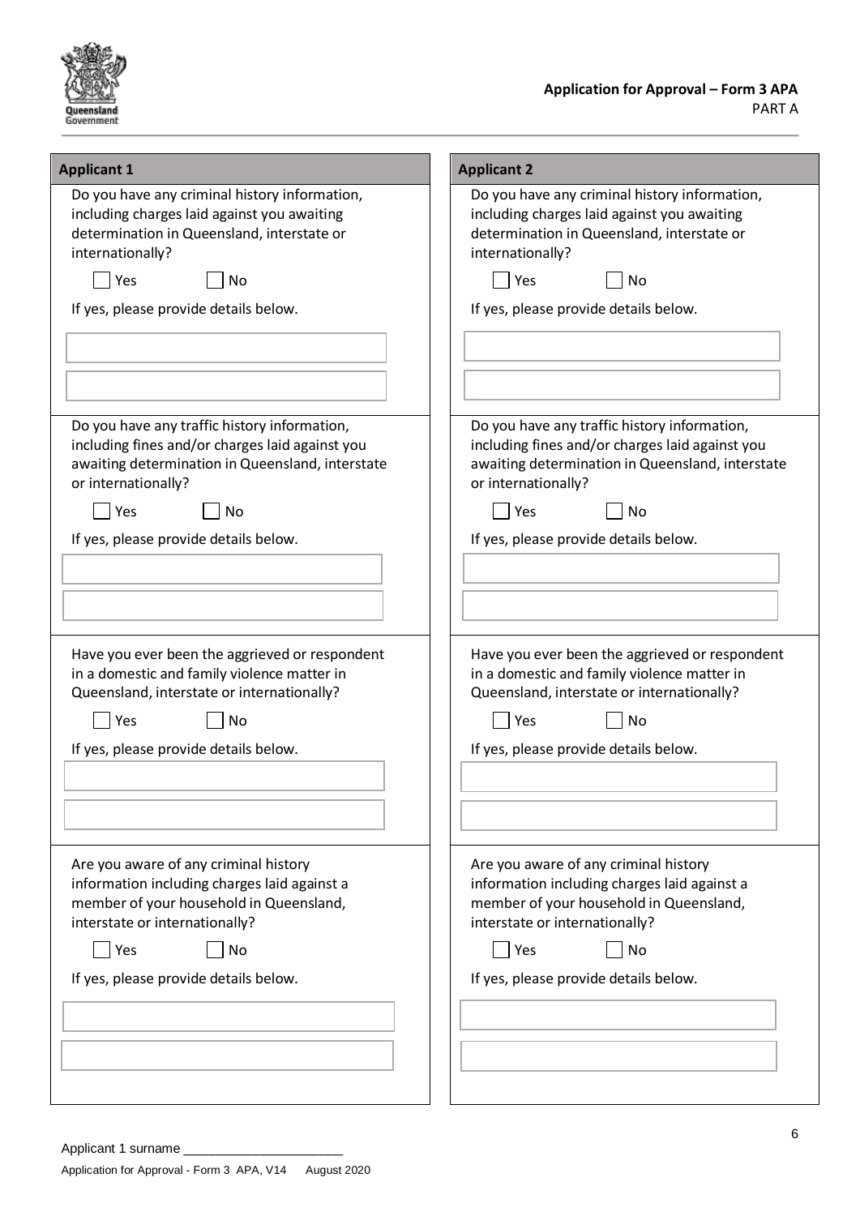| Applicant 1 | Applicant 2 |
| --- | --- |
| Do you have any criminal history information, including charges laid against you awaiting determination in Queensland, interstate or internationally?<br><br>☐ Yes ☐ No<br><br>If yes, please provide details below. | Do you have any criminal history information, including charges laid against you awaiting determination in Queensland, interstate or internationally?<br><br>☐ Yes ☐ No<br><br>If yes, please provide details below. |
| Do you have any traffic history information, including fines and/or charges laid against you awaiting determination in Queensland, interstate or internationally?<br><br>☐ Yes ☐ No<br><br>If yes, please provide details below. | Do you have any traffic history information, including fines and/or charges laid against you awaiting determination in Queensland, interstate or internationally?<br><br>☐ Yes ☐ No<br><br>If yes, please provide details below. |
| Have you ever been the aggrieved or respondent in a domestic and family violence matter in Queensland, interstate or internationally?<br><br>☐ Yes ☐ No<br><br>If yes, please provide details below. | Have you ever been the aggrieved or respondent in a domestic and family violence matter in Queensland, interstate or internationally?<br><br>☐ Yes ☐ No<br><br>If yes, please provide details below. |
| Are you aware of any criminal history information including charges laid against a member of your household in Queensland, interstate or internationally?<br><br>☐ Yes ☐ No<br><br>If yes, please provide details below. | Are you aware of any criminal history information including charges laid against a member of your household in Queensland, interstate or internationally?<br><br>☐ Yes ☐ No<br><br>If yes, please provide details below. |

Applicant 1 surname ____________________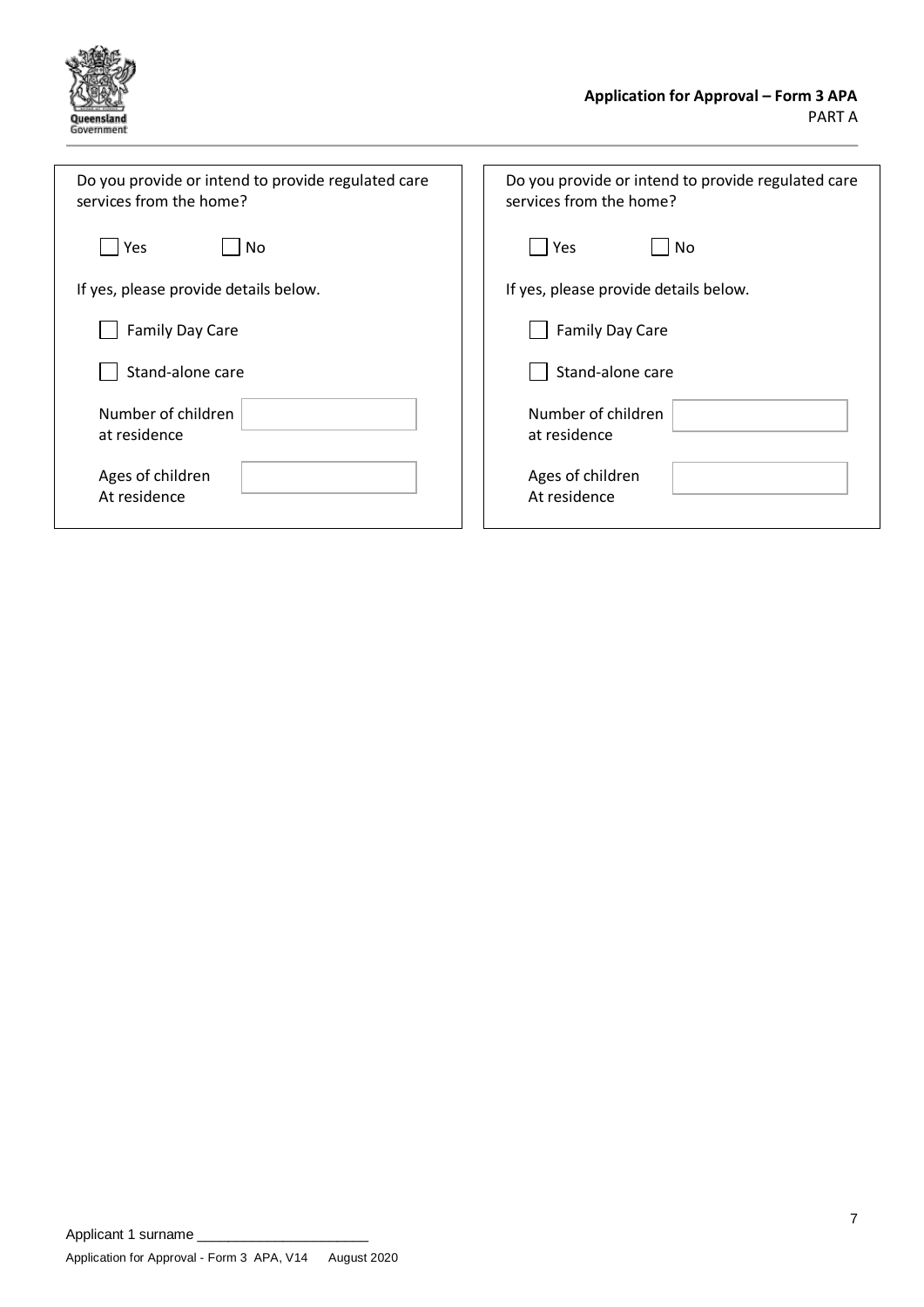Do you provide or intend to provide regulated care services from the home?

☐ Yes ☐ No

If yes, please provide details below.

☐ Family Day Care

☐ Stand-alone care

| Number of children at residence | |
| --- | --- |
| Ages of children At residence | |

Do you provide or intend to provide regulated care services from the home?

☐ Yes ☐ No

If yes, please provide details below.

☐ Family Day Care

☐ Stand-alone care

| Number of children at residence | |
| --- | --- |
| Ages of children At residence | |

Applicant 1 surname _____________________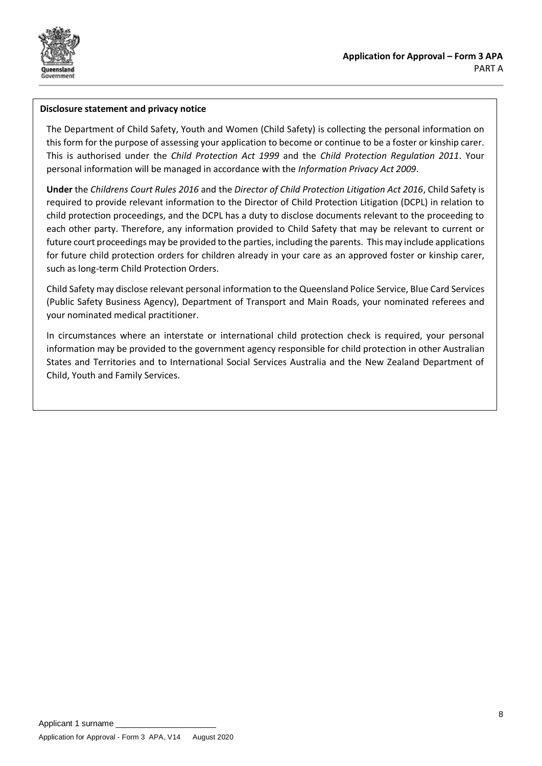**Disclosure statement and privacy notice**

The Department of Child Safety, Youth and Women (Child Safety) is collecting the personal information on this form for the purpose of assessing your application to become or continue to be a foster or kinship carer. This is authorised under the *Child Protection Act 1999* and the *Child Protection Regulation 2011*. Your personal information will be managed in accordance with the *Information Privacy Act 2009*.

**Under** the *Childrens Court Rules 2016* and the *Director of Child Protection Litigation Act 2016*, Child Safety is required to provide relevant information to the Director of Child Protection Litigation (DCPL) in relation to child protection proceedings, and the DCPL has a duty to disclose documents relevant to the proceeding to each other party. Therefore, any information provided to Child Safety that may be relevant to current or future court proceedings may be provided to the parties, including the parents. This may include applications for future child protection orders for children already in your care as an approved foster or kinship carer, such as long-term Child Protection Orders.

Child Safety may disclose relevant personal information to the Queensland Police Service, Blue Card Services (Public Safety Business Agency), Department of Transport and Main Roads, your nominated referees and your nominated medical practitioner.

In circumstances where an interstate or international child protection check is required, your personal information may be provided to the government agency responsible for child protection in other Australian States and Territories and to International Social Services Australia and the New Zealand Department of Child, Youth and Family Services.

Applicant 1 surname \_\_\_\_\_\_\_\_\_\_\_\_\_\_\_\_\_\_\_\_\_\_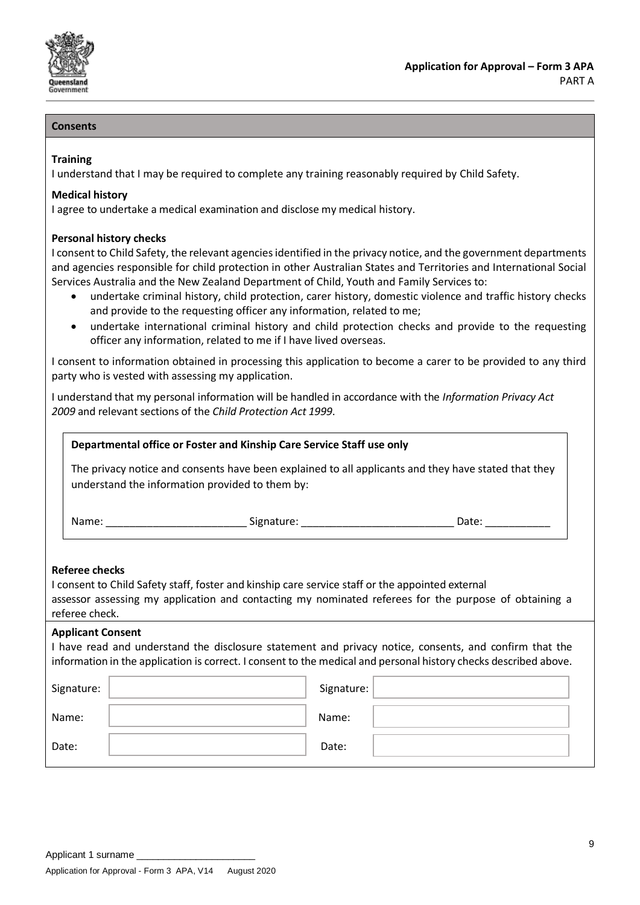**Application for Approval – Form 3 APA**
PART A

## Consents

### Training

I understand that I may be required to complete any training reasonably required by Child Safety.

### Medical history

I agree to undertake a medical examination and disclose my medical history.

### Personal history checks

I consent to Child Safety, the relevant agencies identified in the privacy notice, and the government departments and agencies responsible for child protection in other Australian States and Territories and International Social Services Australia and the New Zealand Department of Child, Youth and Family Services to:

- undertake criminal history, child protection, carer history, domestic violence and traffic history checks and provide to the requesting officer any information, related to me;
- undertake international criminal history and child protection checks and provide to the requesting officer any information, related to me if I have lived overseas.

I consent to information obtained in processing this application to become a carer to be provided to any third party who is vested with assessing my application.

I understand that my personal information will be handled in accordance with the *Information Privacy Act 2009* and relevant sections of the *Child Protection Act 1999*.

**Departmental office or Foster and Kinship Care Service Staff use only**

The privacy notice and consents have been explained to all applicants and they have stated that they understand the information provided to them by:

Name: ________________________ Signature: __________________________ Date: ___________

### Referee checks

I consent to Child Safety staff, foster and kinship care service staff or the appointed external assessor assessing my application and contacting my nominated referees for the purpose of obtaining a referee check.

### Applicant Consent

I have read and understand the disclosure statement and privacy notice, consents, and confirm that the information in the application is correct. I consent to the medical and personal history checks described above.

| | | | |
|---|---|---|---|
| Signature: | | Signature: | |
| Name: | | Name: | |
| Date: | | Date: | |

Applicant 1 surname ______________________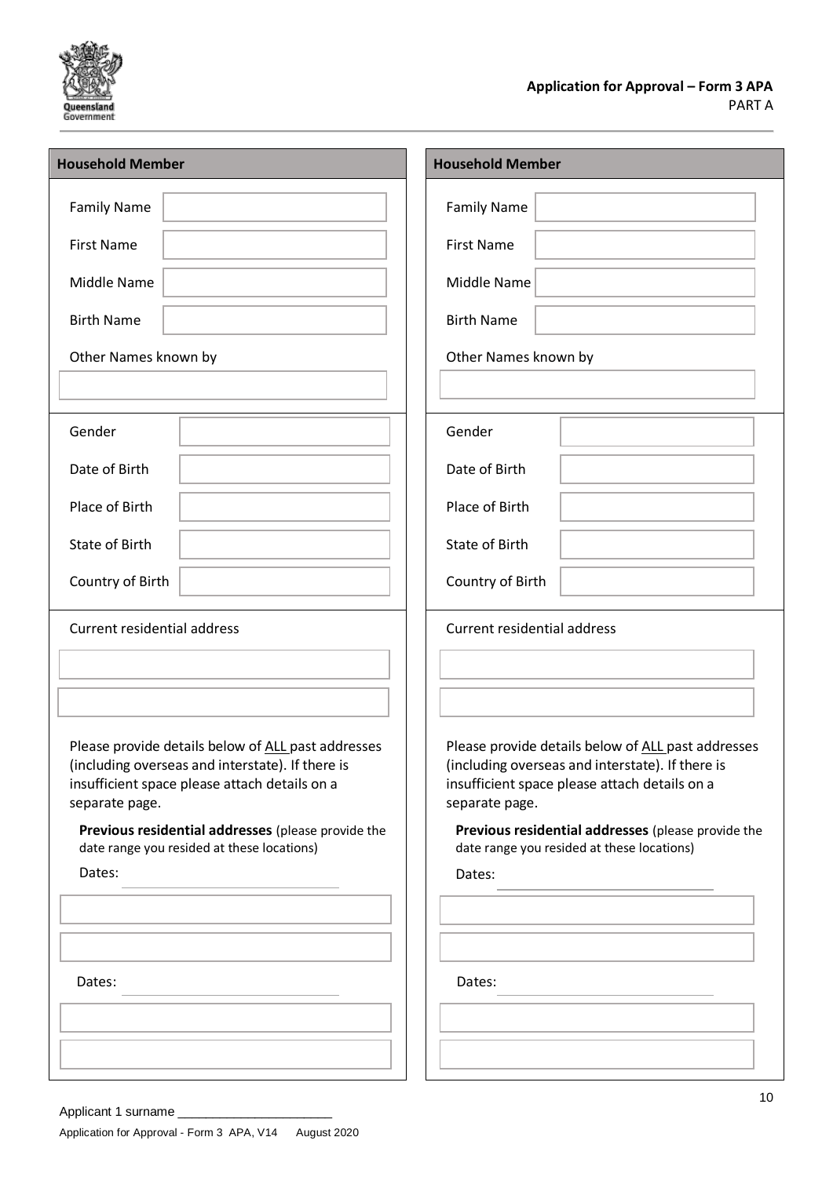**Application for Approval – Form 3 APA**
PART A

## Household Member

Family Name

First Name

Middle Name

Birth Name

Other Names known by

Gender

Date of Birth

Place of Birth

State of Birth

Country of Birth

Current residential address

Please provide details below of ALL past addresses (including overseas and interstate). If there is insufficient space please attach details on a separate page.

**Previous residential addresses** (please provide the date range you resided at these locations)

Dates:

Dates:

## Household Member

Family Name

First Name

Middle Name

Birth Name

Other Names known by

Gender

Date of Birth

Place of Birth

State of Birth

Country of Birth

Current residential address

Please provide details below of ALL past addresses (including overseas and interstate). If there is insufficient space please attach details on a separate page.

**Previous residential addresses** (please provide the date range you resided at these locations)

Dates:

Dates:

Applicant 1 surname ____________________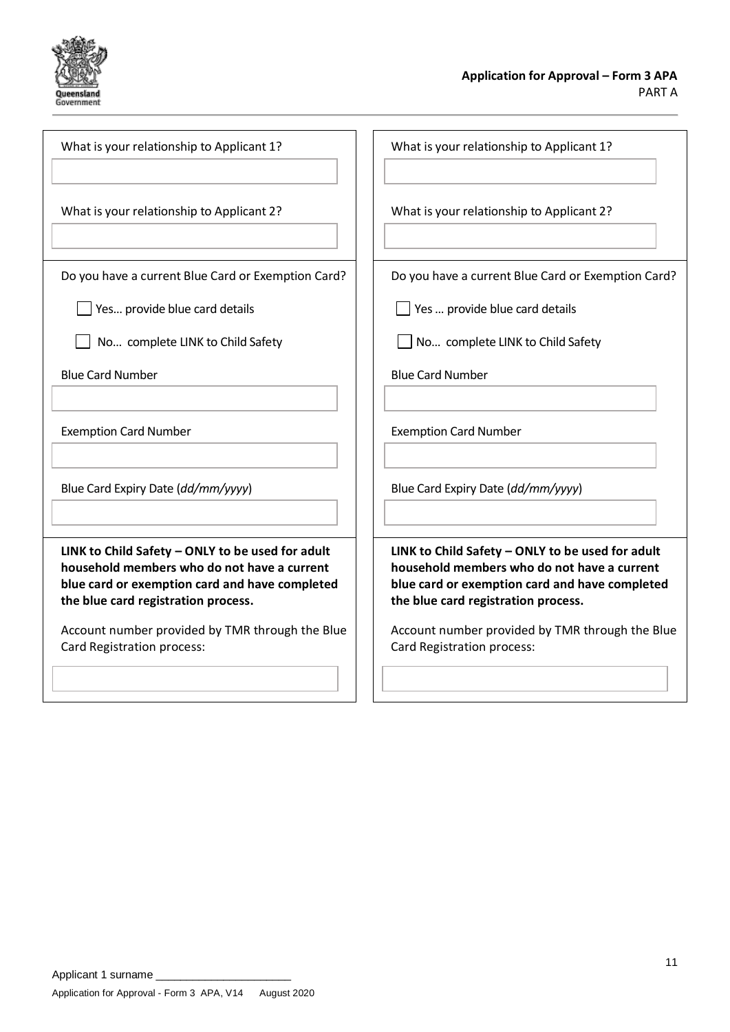What is your relationship to Applicant 1?

What is your relationship to Applicant 2?

Do you have a current Blue Card or Exemption Card?

- [ ] Yes… provide blue card details
- [ ] No… complete LINK to Child Safety

Blue Card Number

Exemption Card Number

Blue Card Expiry Date (*dd/mm/yyyy*)

**LINK to Child Safety – ONLY to be used for adult household members who do not have a current blue card or exemption card and have completed the blue card registration process.**

Account number provided by TMR through the Blue Card Registration process:

What is your relationship to Applicant 1?

What is your relationship to Applicant 2?

Do you have a current Blue Card or Exemption Card?

- [ ] Yes … provide blue card details
- [ ] No… complete LINK to Child Safety

Blue Card Number

Exemption Card Number

Blue Card Expiry Date (*dd/mm/yyyy*)

**LINK to Child Safety – ONLY to be used for adult household members who do not have a current blue card or exemption card and have completed the blue card registration process.**

Account number provided by TMR through the Blue Card Registration process:

Applicant 1 surname ____________________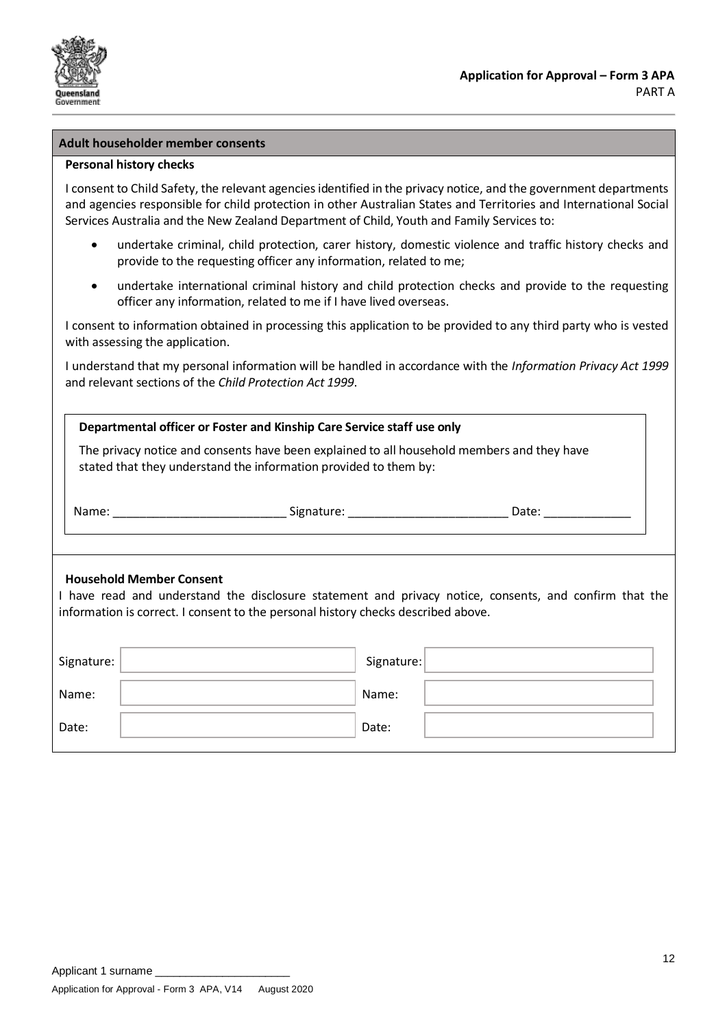## Adult householder member consents

### Personal history checks

I consent to Child Safety, the relevant agencies identified in the privacy notice, and the government departments and agencies responsible for child protection in other Australian States and Territories and International Social Services Australia and the New Zealand Department of Child, Youth and Family Services to:

- undertake criminal, child protection, carer history, domestic violence and traffic history checks and provide to the requesting officer any information, related to me;
- undertake international criminal history and child protection checks and provide to the requesting officer any information, related to me if I have lived overseas.

I consent to information obtained in processing this application to be provided to any third party who is vested with assessing the application.

I understand that my personal information will be handled in accordance with the *Information Privacy Act 1999* and relevant sections of the *Child Protection Act 1999*.

**Departmental officer or Foster and Kinship Care Service staff use only**

The privacy notice and consents have been explained to all household members and they have stated that they understand the information provided to them by:

Name: __________________________ Signature: ________________________ Date: _____________

### Household Member Consent

I have read and understand the disclosure statement and privacy notice, consents, and confirm that the information is correct. I consent to the personal history checks described above.

| | | | |
|---|---|---|---|
| Signature: | | Signature: | |
| Name: | | Name: | |
| Date: | | Date: | |

Applicant 1 surname _____________________

Application for Approval - Form 3 APA, V14 August 2020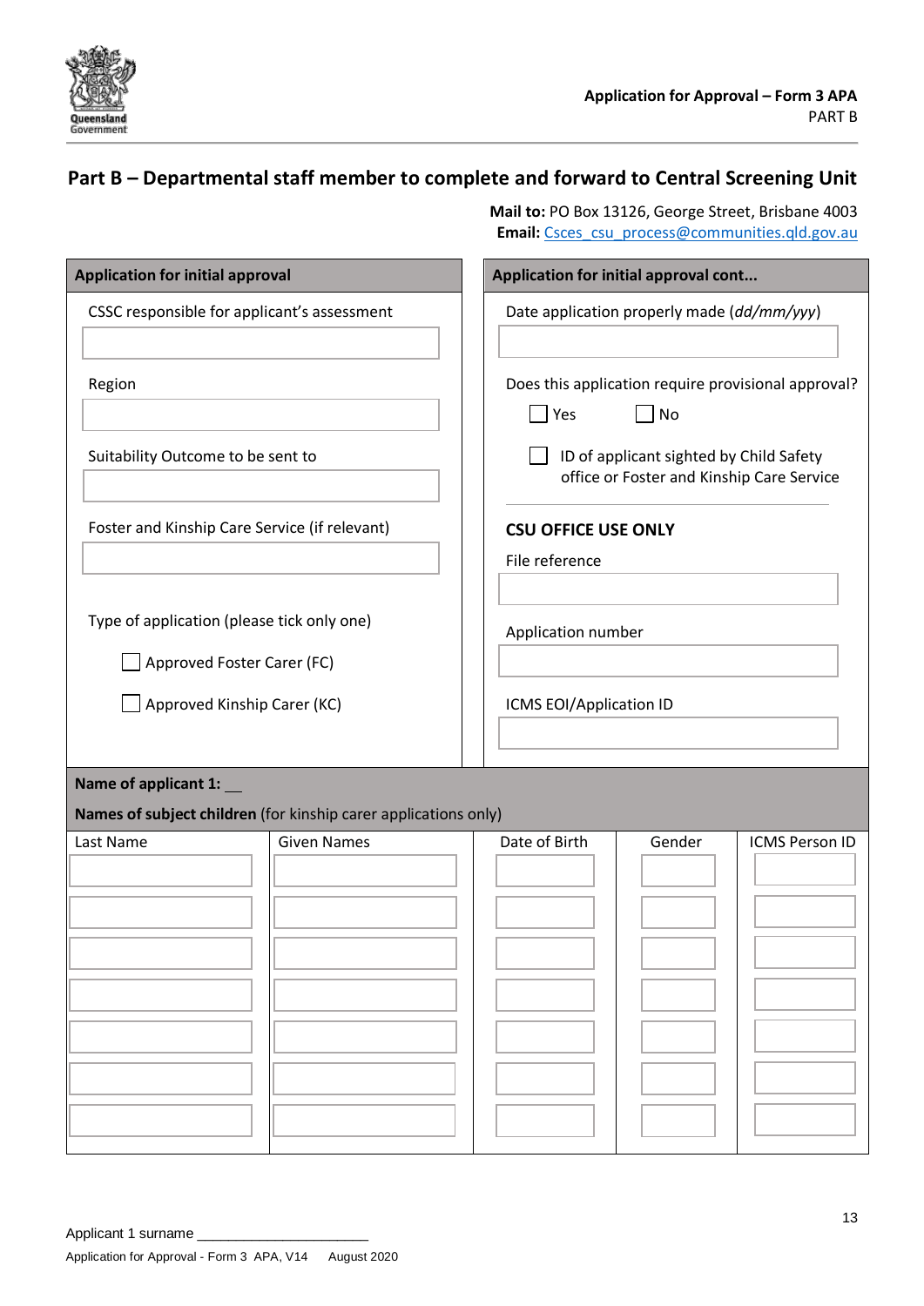## Part B – Departmental staff member to complete and forward to Central Screening Unit

**Mail to:** PO Box 13126, George Street, Brisbane 4003
**Email:** Csces_csu_process@communities.qld.gov.au

| Application for initial approval | Application for initial approval cont... |
|---|---|
| CSSC responsible for applicant's assessment | Date application properly made (*dd/mm/yyy*) |
| Region | Does this application require provisional approval?<br>☐ Yes ☐ No |
| Suitability Outcome to be sent to | ☐ ID of applicant sighted by Child Safety office or Foster and Kinship Care Service |
| Foster and Kinship Care Service (if relevant) | **CSU OFFICE USE ONLY**<br>File reference |
| Type of application (please tick only one)<br>☐ Approved Foster Carer (FC)<br>☐ Approved Kinship Carer (KC) | Application number<br><br>ICMS EOI/Application ID |

**Name of applicant 1:** __

**Names of subject children** (for kinship carer applications only)

| Last Name | Given Names | Date of Birth | Gender | ICMS Person ID |
|---|---|---|---|---|
| | | | | |
| | | | | |
| | | | | |
| | | | | |
| | | | | |
| | | | | |
| | | | | |

Applicant 1 surname ______________________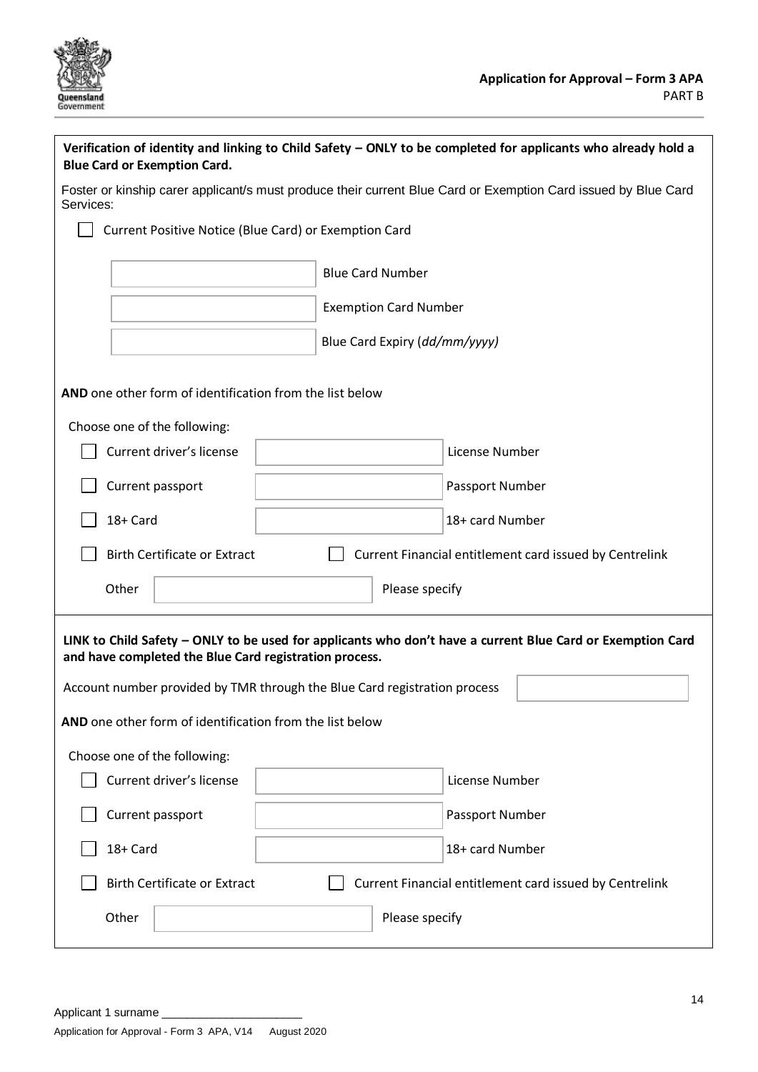**Application for Approval – Form 3 APA**
PART B

**Verification of identity and linking to Child Safety – ONLY to be completed for applicants who already hold a Blue Card or Exemption Card.**

Foster or kinship carer applicant/s must produce their current Blue Card or Exemption Card issued by Blue Card Services:

☐ Current Positive Notice (Blue Card) or Exemption Card

| | |
|---|---|
| | Blue Card Number |
| | Exemption Card Number |
| | Blue Card Expiry (*dd/mm/yyyy*) |

**AND** one other form of identification from the list below

Choose one of the following:

| | | |
|---|---|---|
| ☐ Current driver's license | | License Number |
| ☐ Current passport | | Passport Number |
| ☐ 18+ Card | | 18+ card Number |
| ☐ Birth Certificate or Extract | ☐ Current Financial entitlement card issued by Centrelink | |
| Other | | Please specify |

**LINK to Child Safety – ONLY to be used for applicants who don't have a current Blue Card or Exemption Card and have completed the Blue Card registration process.**

Account number provided by TMR through the Blue Card registration process ____________

**AND** one other form of identification from the list below

Choose one of the following:

| | | |
|---|---|---|
| ☐ Current driver's license | | License Number |
| ☐ Current passport | | Passport Number |
| ☐ 18+ Card | | 18+ card Number |
| ☐ Birth Certificate or Extract | ☐ Current Financial entitlement card issued by Centrelink | |
| Other | | Please specify |

Applicant 1 surname ____________________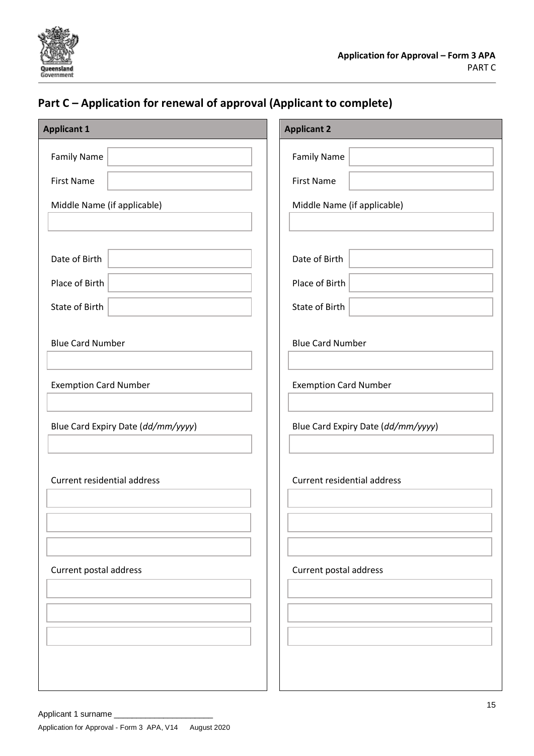## Part C – Application for renewal of approval (Applicant to complete)

| Applicant 1 | Applicant 2 |
| --- | --- |
| Family Name | Family Name |
| First Name | First Name |
| Middle Name (if applicable) | Middle Name (if applicable) |
| Date of Birth | Date of Birth |
| Place of Birth | Place of Birth |
| State of Birth | State of Birth |
| Blue Card Number | Blue Card Number |
| Exemption Card Number | Exemption Card Number |
| Blue Card Expiry Date (*dd/mm/yyyy*) | Blue Card Expiry Date (*dd/mm/yyyy*) |
| Current residential address | Current residential address |
| | |
| | |
| | |
| Current postal address | Current postal address |
| | |
| | |
| | |

Applicant 1 surname ______________________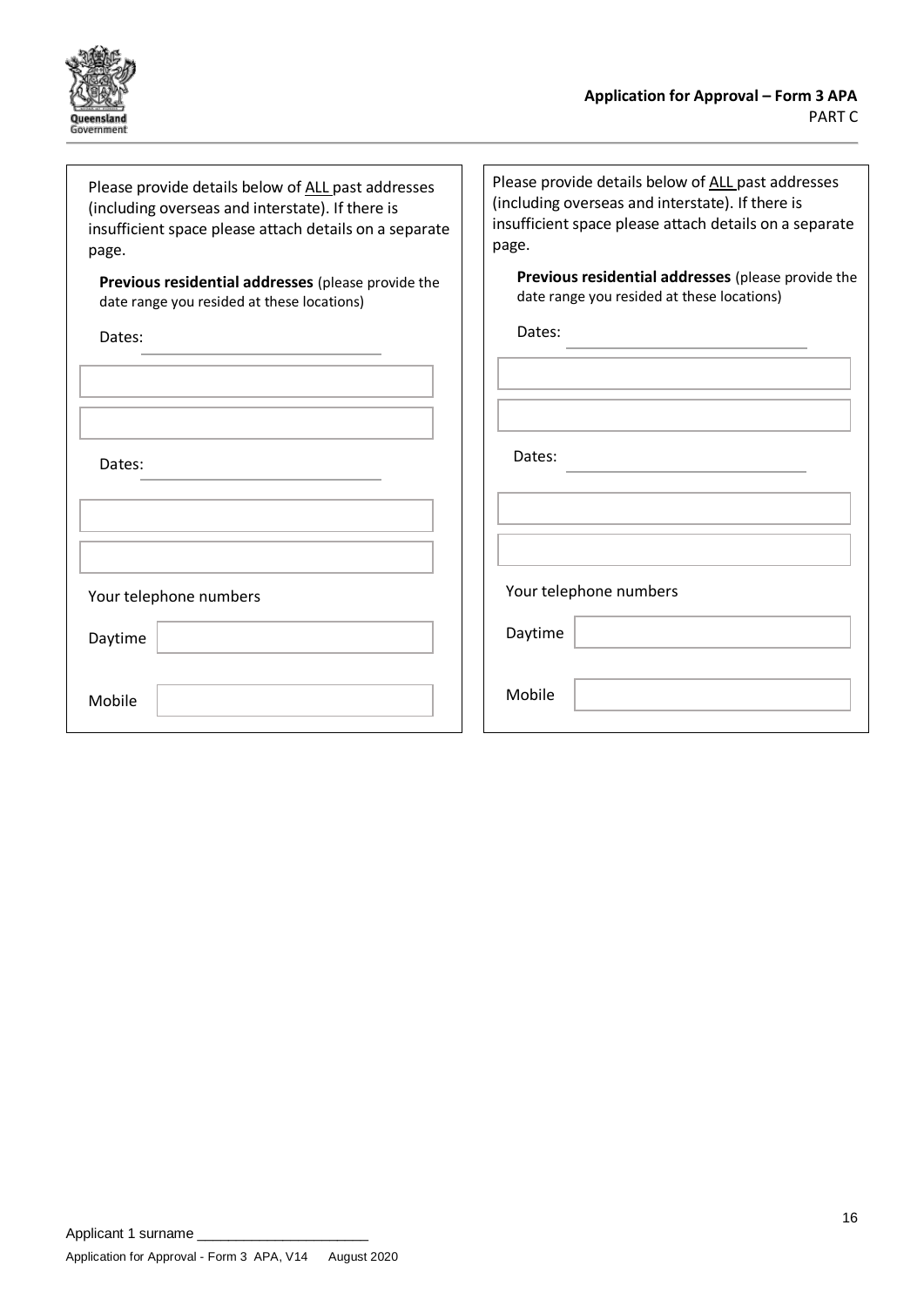**Application for Approval – Form 3 APA**
PART C

Please provide details below of <u>ALL</u> past addresses (including overseas and interstate). If there is insufficient space please attach details on a separate page.

**Previous residential addresses** (please provide the date range you resided at these locations)

Dates: ____________________

| |
|---|
| |
| |

Dates: ____________________

| |
|---|
| |
| |

Your telephone numbers

Daytime ____________________

Mobile ____________________

Please provide details below of <u>ALL</u> past addresses (including overseas and interstate). If there is insufficient space please attach details on a separate page.

**Previous residential addresses** (please provide the date range you resided at these locations)

Dates: ____________________

| |
|---|
| |
| |

Dates: ____________________

| |
|---|
| |
| |

Your telephone numbers

Daytime ____________________

Mobile ____________________

Applicant 1 surname ____________________

Application for Approval - Form 3 APA, V14 August 2020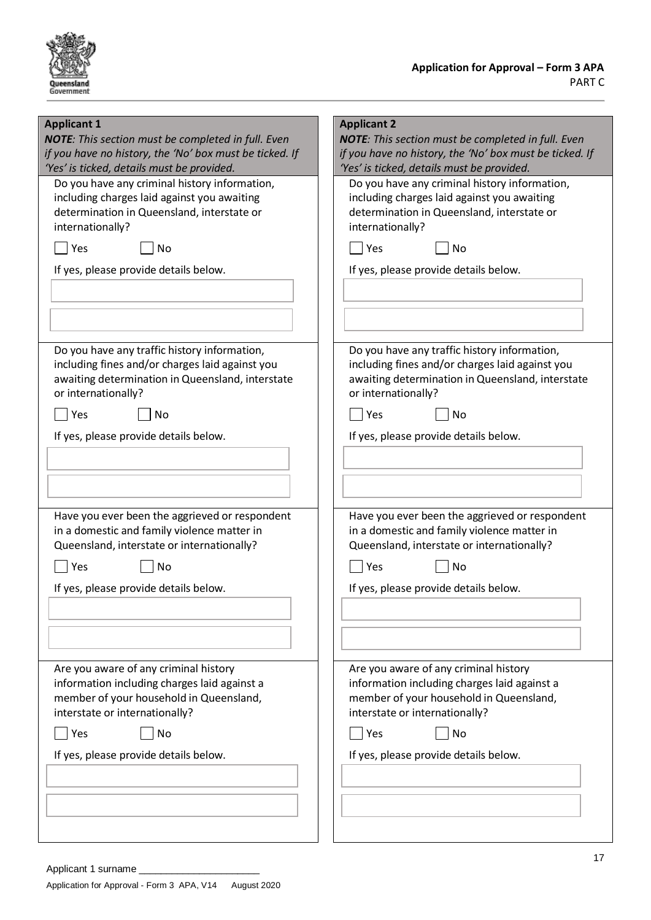**Application for Approval – Form 3 APA**
PART C

## Applicant 1

***NOTE**: This section must be completed in full. Even if you have no history, the 'No' box must be ticked. If 'Yes' is ticked, details must be provided.*

Do you have any criminal history information, including charges laid against you awaiting determination in Queensland, interstate or internationally?

☐ Yes ☐ No

If yes, please provide details below.

Do you have any traffic history information, including fines and/or charges laid against you awaiting determination in Queensland, interstate or internationally?

☐ Yes ☐ No

If yes, please provide details below.

Have you ever been the aggrieved or respondent in a domestic and family violence matter in Queensland, interstate or internationally?

☐ Yes ☐ No

If yes, please provide details below.

Are you aware of any criminal history information including charges laid against a member of your household in Queensland, interstate or internationally?

☐ Yes ☐ No

If yes, please provide details below.

## Applicant 2

***NOTE**: This section must be completed in full. Even if you have no history, the 'No' box must be ticked. If 'Yes' is ticked, details must be provided.*

Do you have any criminal history information, including charges laid against you awaiting determination in Queensland, interstate or internationally?

☐ Yes ☐ No

If yes, please provide details below.

Do you have any traffic history information, including fines and/or charges laid against you awaiting determination in Queensland, interstate or internationally?

☐ Yes ☐ No

If yes, please provide details below.

Have you ever been the aggrieved or respondent in a domestic and family violence matter in Queensland, interstate or internationally?

☐ Yes ☐ No

If yes, please provide details below.

Are you aware of any criminal history information including charges laid against a member of your household in Queensland, interstate or internationally?

☐ Yes ☐ No

If yes, please provide details below.

Applicant 1 surname ______________________

Application for Approval - Form 3 APA, V14 August 2020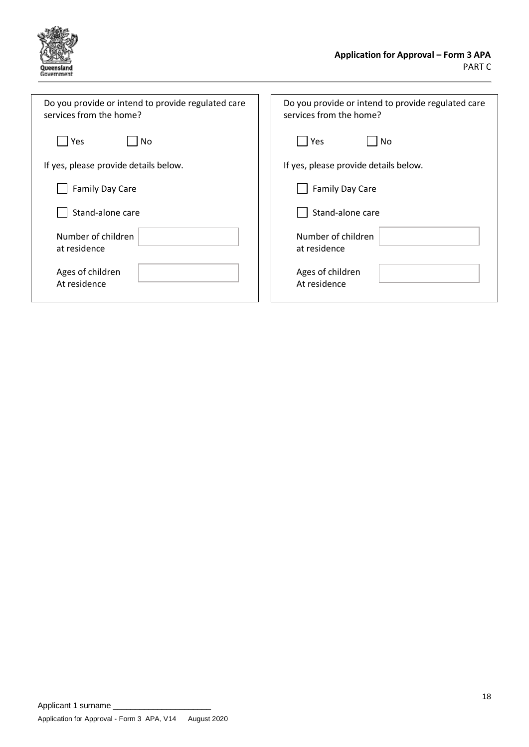Do you provide or intend to provide regulated care services from the home?

☐ Yes ☐ No

If yes, please provide details below.

☐ Family Day Care

☐ Stand-alone care

Number of children at residence

Ages of children At residence

Do you provide or intend to provide regulated care services from the home?

☐ Yes ☐ No

If yes, please provide details below.

☐ Family Day Care

☐ Stand-alone care

Number of children at residence

Ages of children At residence

Applicant 1 surname ____________________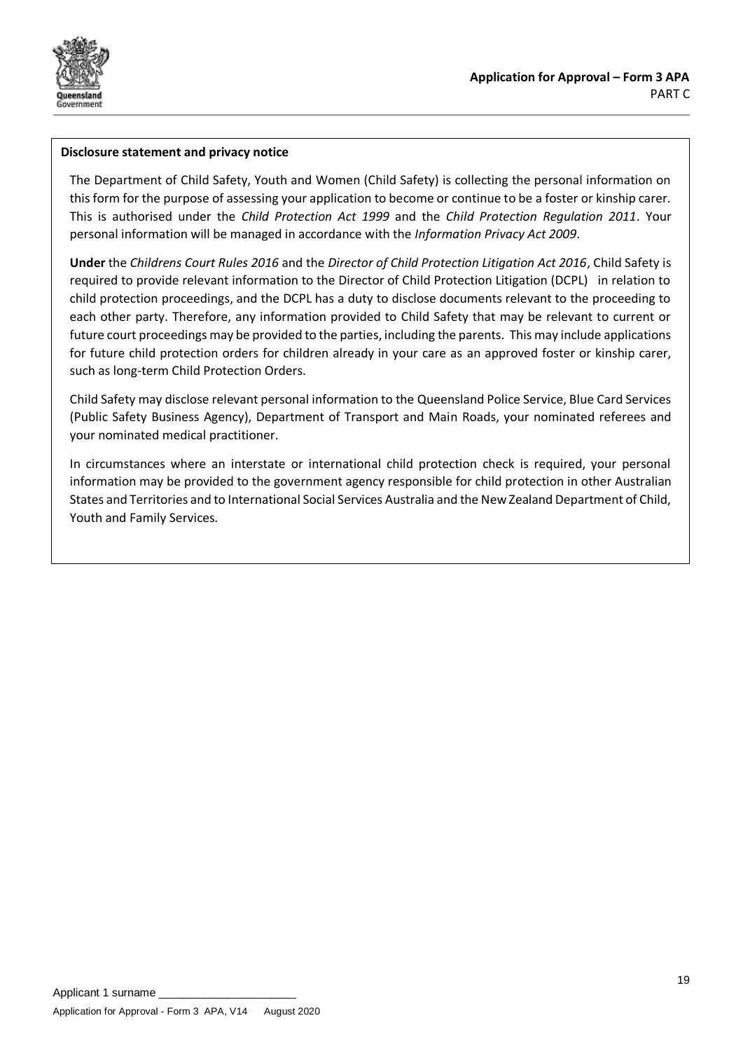**Disclosure statement and privacy notice**

The Department of Child Safety, Youth and Women (Child Safety) is collecting the personal information on this form for the purpose of assessing your application to become or continue to be a foster or kinship carer. This is authorised under the *Child Protection Act 1999* and the *Child Protection Regulation 2011*. Your personal information will be managed in accordance with the *Information Privacy Act 2009*.

**Under** the *Childrens Court Rules 2016* and the *Director of Child Protection Litigation Act 2016*, Child Safety is required to provide relevant information to the Director of Child Protection Litigation (DCPL) in relation to child protection proceedings, and the DCPL has a duty to disclose documents relevant to the proceeding to each other party. Therefore, any information provided to Child Safety that may be relevant to current or future court proceedings may be provided to the parties, including the parents. This may include applications for future child protection orders for children already in your care as an approved foster or kinship carer, such as long-term Child Protection Orders.

Child Safety may disclose relevant personal information to the Queensland Police Service, Blue Card Services (Public Safety Business Agency), Department of Transport and Main Roads, your nominated referees and your nominated medical practitioner.

In circumstances where an interstate or international child protection check is required, your personal information may be provided to the government agency responsible for child protection in other Australian States and Territories and to International Social Services Australia and the New Zealand Department of Child, Youth and Family Services.

Applicant 1 surname ____________________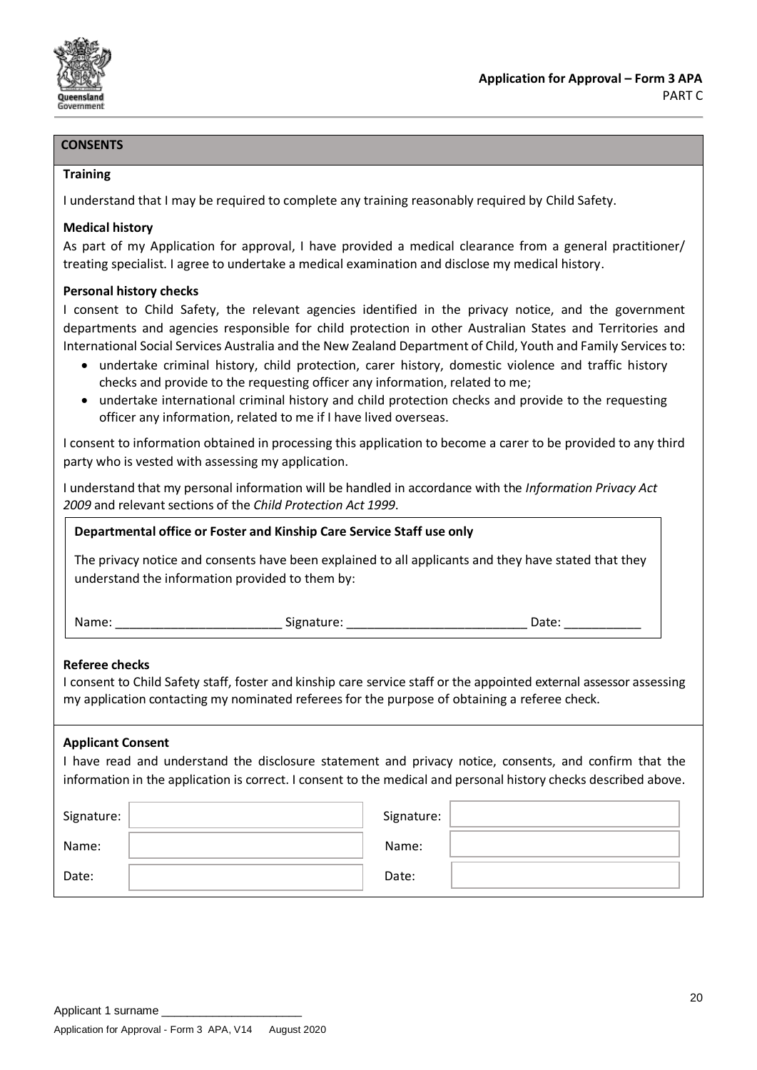## CONSENTS

### Training

I understand that I may be required to complete any training reasonably required by Child Safety.

### Medical history

As part of my Application for approval, I have provided a medical clearance from a general practitioner/ treating specialist. I agree to undertake a medical examination and disclose my medical history.

### Personal history checks

I consent to Child Safety, the relevant agencies identified in the privacy notice, and the government departments and agencies responsible for child protection in other Australian States and Territories and International Social Services Australia and the New Zealand Department of Child, Youth and Family Services to:

- undertake criminal history, child protection, carer history, domestic violence and traffic history checks and provide to the requesting officer any information, related to me;
- undertake international criminal history and child protection checks and provide to the requesting officer any information, related to me if I have lived overseas.

I consent to information obtained in processing this application to become a carer to be provided to any third party who is vested with assessing my application.

I understand that my personal information will be handled in accordance with the *Information Privacy Act 2009* and relevant sections of the *Child Protection Act 1999*.

**Departmental office or Foster and Kinship Care Service Staff use only**

The privacy notice and consents have been explained to all applicants and they have stated that they understand the information provided to them by:

Name: ________________________ Signature: __________________________ Date: ___________

### Referee checks

I consent to Child Safety staff, foster and kinship care service staff or the appointed external assessor assessing my application contacting my nominated referees for the purpose of obtaining a referee check.

### Applicant Consent

I have read and understand the disclosure statement and privacy notice, consents, and confirm that the information in the application is correct. I consent to the medical and personal history checks described above.

| | | | |
|---|---|---|---|
| Signature: | | Signature: | |
| Name: | | Name: | |
| Date: | | Date: | |

Applicant 1 surname ______________________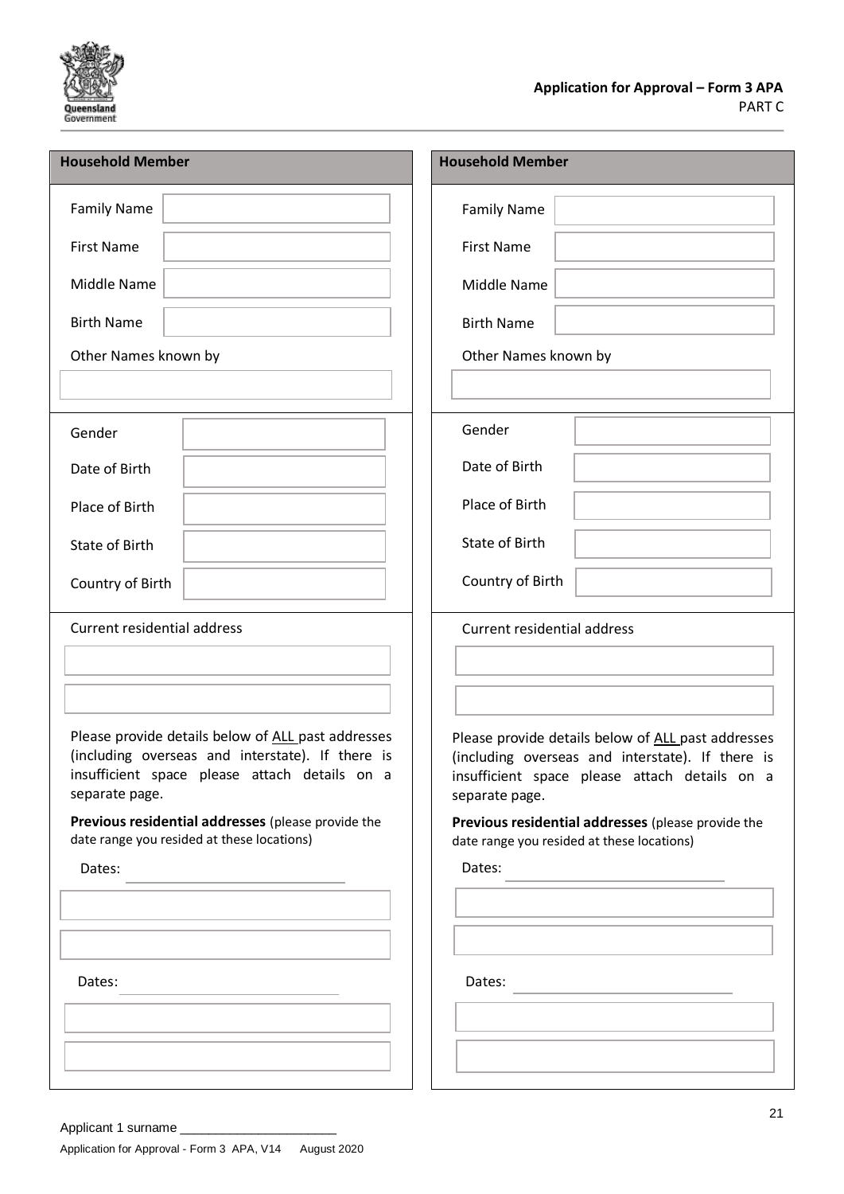## Application for Approval – Form 3 APA

PART C

### Household Member

Family Name

First Name

Middle Name

Birth Name

Other Names known by

Gender

Date of Birth

Place of Birth

State of Birth

Country of Birth

Current residential address

Please provide details below of ALL past addresses (including overseas and interstate). If there is insufficient space please attach details on a separate page.

**Previous residential addresses** (please provide the date range you resided at these locations)

Dates: ______________________________

Dates: ______________________________

### Household Member

Family Name

First Name

Middle Name

Birth Name

Other Names known by

Gender

Date of Birth

Place of Birth

State of Birth

Country of Birth

Current residential address

Please provide details below of ALL past addresses (including overseas and interstate). If there is insufficient space please attach details on a separate page.

**Previous residential addresses** (please provide the date range you resided at these locations)

Dates: ______________________________

Dates: ______________________________

Applicant 1 surname ______________________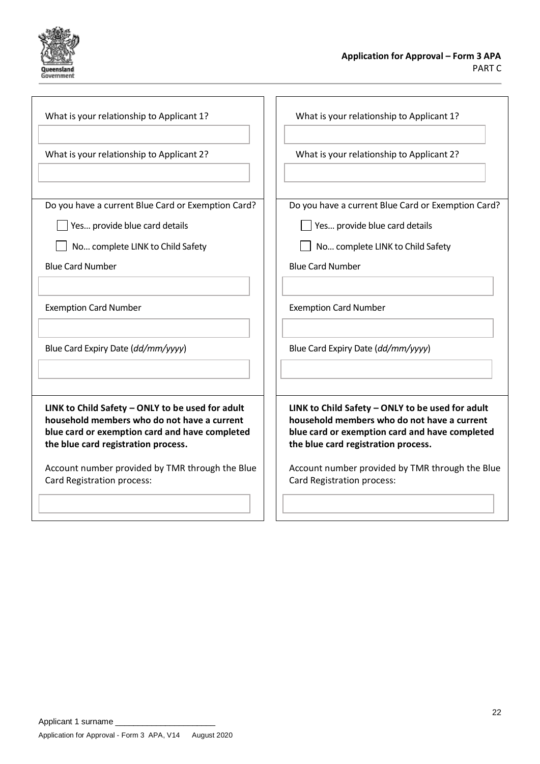What is your relationship to Applicant 1?

What is your relationship to Applicant 2?

Do you have a current Blue Card or Exemption Card?

- [ ] Yes… provide blue card details
- [ ] No… complete LINK to Child Safety

Blue Card Number

Exemption Card Number

Blue Card Expiry Date (*dd/mm/yyyy*)

**LINK to Child Safety – ONLY to be used for adult household members who do not have a current blue card or exemption card and have completed the blue card registration process.**

Account number provided by TMR through the Blue Card Registration process:

What is your relationship to Applicant 1?

What is your relationship to Applicant 2?

Do you have a current Blue Card or Exemption Card?

- [ ] Yes… provide blue card details
- [ ] No… complete LINK to Child Safety

Blue Card Number

Exemption Card Number

Blue Card Expiry Date (*dd/mm/yyyy*)

**LINK to Child Safety – ONLY to be used for adult household members who do not have a current blue card or exemption card and have completed the blue card registration process.**

Account number provided by TMR through the Blue Card Registration process: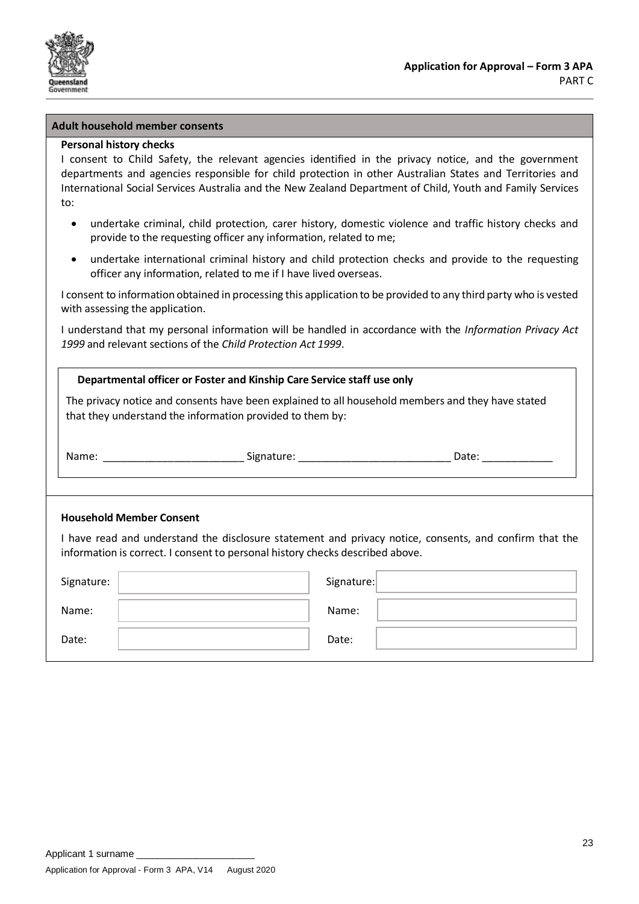## Adult household member consents

**Personal history checks**

I consent to Child Safety, the relevant agencies identified in the privacy notice, and the government departments and agencies responsible for child protection in other Australian States and Territories and International Social Services Australia and the New Zealand Department of Child, Youth and Family Services to:

- undertake criminal, child protection, carer history, domestic violence and traffic history checks and provide to the requesting officer any information, related to me;
- undertake international criminal history and child protection checks and provide to the requesting officer any information, related to me if I have lived overseas.

I consent to information obtained in processing this application to be provided to any third party who is vested with assessing the application.

I understand that my personal information will be handled in accordance with the *Information Privacy Act 1999* and relevant sections of the *Child Protection Act 1999*.

**Departmental officer or Foster and Kinship Care Service staff use only**

The privacy notice and consents have been explained to all household members and they have stated that they understand the information provided to them by:

Name: ________________________ Signature: __________________________ Date: ____________

**Household Member Consent**

I have read and understand the disclosure statement and privacy notice, consents, and confirm that the information is correct. I consent to personal history checks described above.

| | | | |
|---|---|---|---|
| Signature: | | Signature: | |
| Name: | | Name: | |
| Date: | | Date: | |

Applicant 1 surname ______________________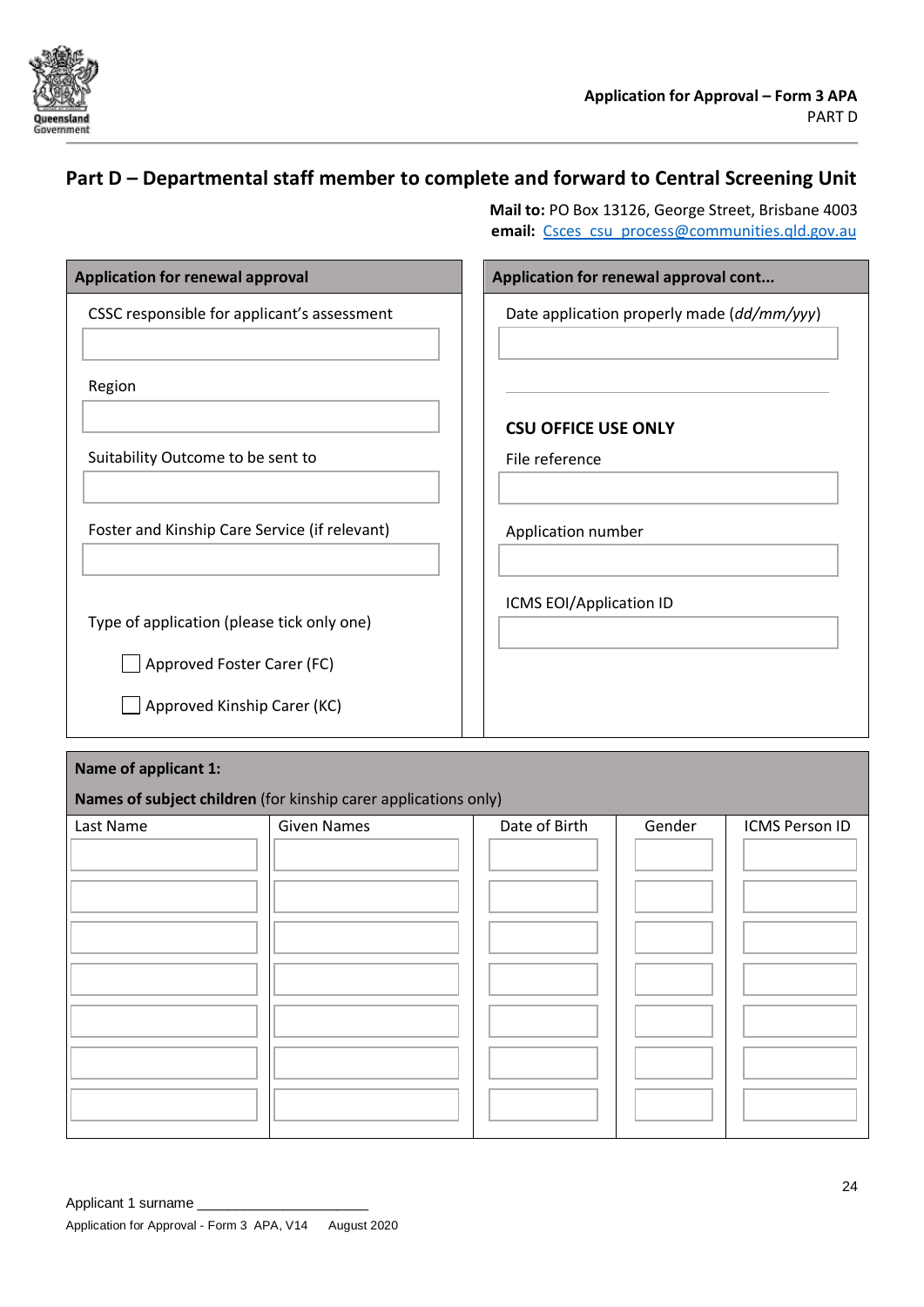## Part D – Departmental staff member to complete and forward to Central Screening Unit

**Mail to:** PO Box 13126, George Street, Brisbane 4003
**email:** Csces_csu_process@communities.qld.gov.au

| Application for renewal approval | Application for renewal approval cont... |
|---|---|
| CSSC responsible for applicant's assessment | Date application properly made (*dd/mm/yyy*) |
| | |
| Region | **CSU OFFICE USE ONLY** |
| | File reference |
| Suitability Outcome to be sent to | |
| | Application number |
| Foster and Kinship Care Service (if relevant) | |
| | ICMS EOI/Application ID |
| Type of application (please tick only one) | |
| ☐ Approved Foster Carer (FC) | |
| ☐ Approved Kinship Carer (KC) | |

**Name of applicant 1:**

**Names of subject children** (for kinship carer applications only)

| Last Name | Given Names | Date of Birth | Gender | ICMS Person ID |
|---|---|---|---|---|
| | | | | |
| | | | | |
| | | | | |
| | | | | |
| | | | | |
| | | | | |
| | | | | |

Applicant 1 surname ____________________